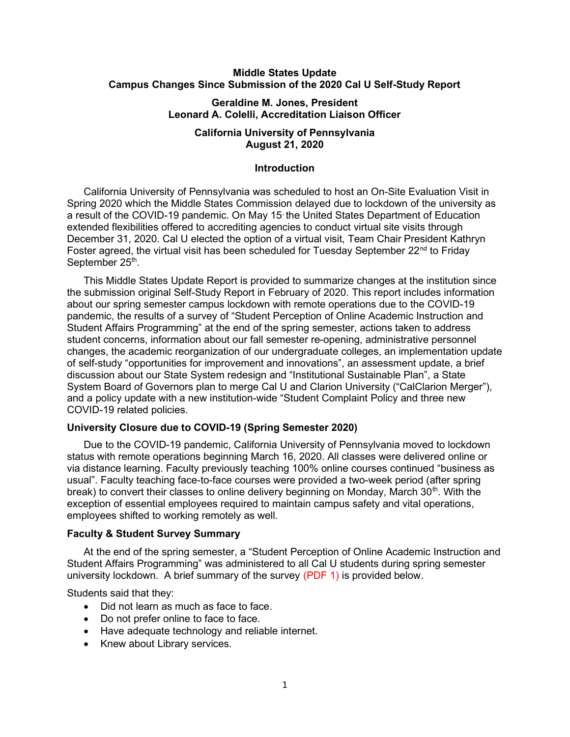**Middle States Update**
**Campus Changes Since Submission of the 2020 Cal U Self-Study Report**

**Geraldine M. Jones, President**
**Leonard A. Colelli, Accreditation Liaison Officer**

**California University of Pennsylvania**
**August 21, 2020**

## Introduction

California University of Pennsylvania was scheduled to host an On-Site Evaluation Visit in Spring 2020 which the Middle States Commission delayed due to lockdown of the university as a result of the COVID-19 pandemic. On May 15, the United States Department of Education extended flexibilities offered to accrediting agencies to conduct virtual site visits through December 31, 2020. Cal U elected the option of a virtual visit, Team Chair President Kathryn Foster agreed, the virtual visit has been scheduled for Tuesday September 22nd to Friday September 25th.

This Middle States Update Report is provided to summarize changes at the institution since the submission original Self-Study Report in February of 2020. This report includes information about our spring semester campus lockdown with remote operations due to the COVID-19 pandemic, the results of a survey of "Student Perception of Online Academic Instruction and Student Affairs Programming" at the end of the spring semester, actions taken to address student concerns, information about our fall semester re-opening, administrative personnel changes, the academic reorganization of our undergraduate colleges, an implementation update of self-study "opportunities for improvement and innovations", an assessment update, a brief discussion about our State System redesign and "Institutional Sustainable Plan", a State System Board of Governors plan to merge Cal U and Clarion University ("CalClarion Merger"), and a policy update with a new institution-wide "Student Complaint Policy and three new COVID-19 related policies.

### University Closure due to COVID-19 (Spring Semester 2020)

Due to the COVID-19 pandemic, California University of Pennsylvania moved to lockdown status with remote operations beginning March 16, 2020. All classes were delivered online or via distance learning. Faculty previously teaching 100% online courses continued "business as usual". Faculty teaching face-to-face courses were provided a two-week period (after spring break) to convert their classes to online delivery beginning on Monday, March 30th. With the exception of essential employees required to maintain campus safety and vital operations, employees shifted to working remotely as well.

### Faculty & Student Survey Summary

At the end of the spring semester, a "Student Perception of Online Academic Instruction and Student Affairs Programming" was administered to all Cal U students during spring semester university lockdown. A brief summary of the survey (PDF 1) is provided below.

Students said that they:

- Did not learn as much as face to face.
- Do not prefer online to face to face.
- Have adequate technology and reliable internet.
- Knew about Library services.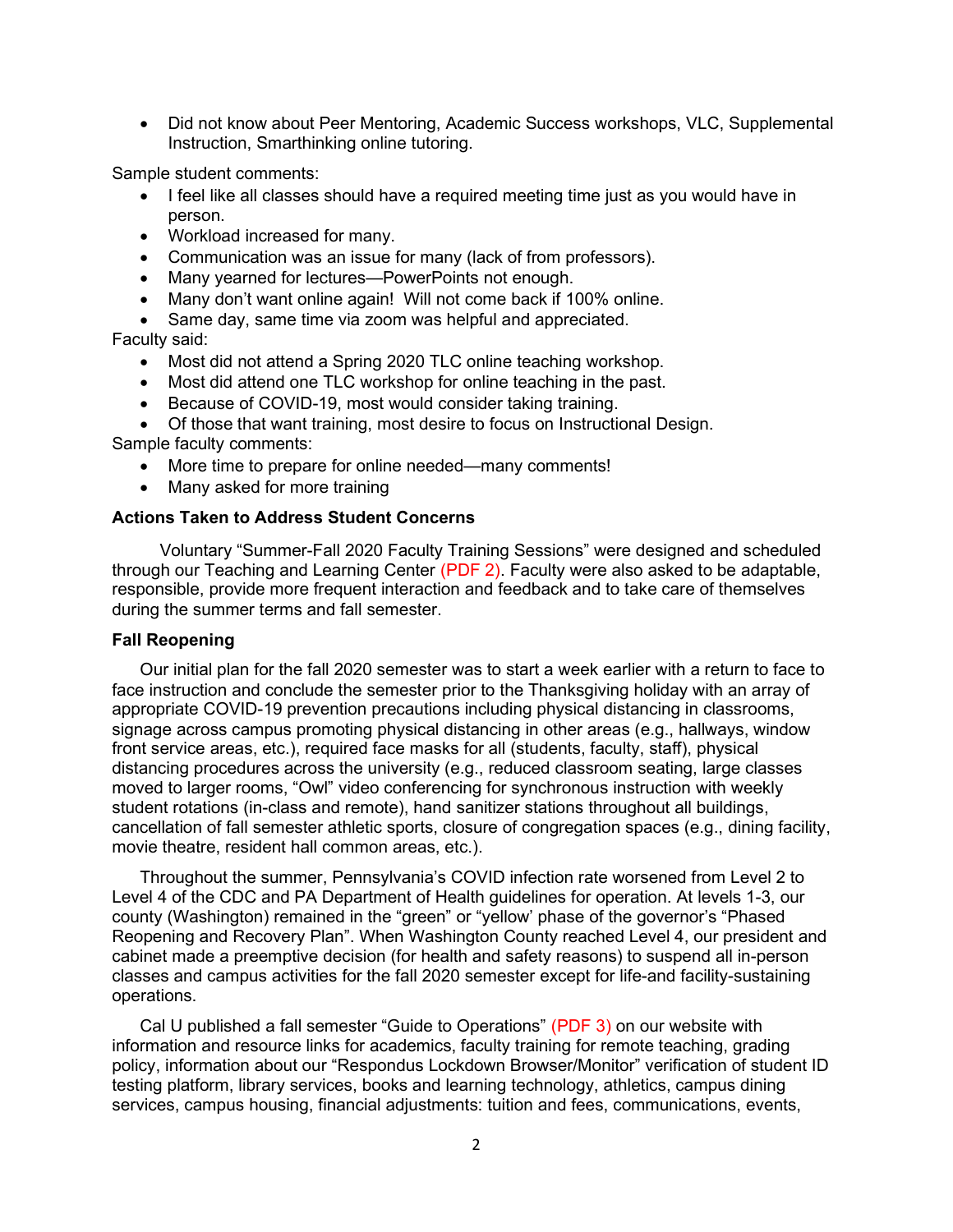- Did not know about Peer Mentoring, Academic Success workshops, VLC, Supplemental Instruction, Smarthinking online tutoring.

Sample student comments:

- I feel like all classes should have a required meeting time just as you would have in person.
- Workload increased for many.
- Communication was an issue for many (lack of from professors).
- Many yearned for lectures—PowerPoints not enough.
- Many don't want online again! Will not come back if 100% online.
- Same day, same time via zoom was helpful and appreciated.

Faculty said:

- Most did not attend a Spring 2020 TLC online teaching workshop.
- Most did attend one TLC workshop for online teaching in the past.
- Because of COVID-19, most would consider taking training.
- Of those that want training, most desire to focus on Instructional Design.

Sample faculty comments:

- More time to prepare for online needed—many comments!
- Many asked for more training

**Actions Taken to Address Student Concerns**

Voluntary "Summer-Fall 2020 Faculty Training Sessions" were designed and scheduled through our Teaching and Learning Center (PDF 2). Faculty were also asked to be adaptable, responsible, provide more frequent interaction and feedback and to take care of themselves during the summer terms and fall semester.

**Fall Reopening**

Our initial plan for the fall 2020 semester was to start a week earlier with a return to face to face instruction and conclude the semester prior to the Thanksgiving holiday with an array of appropriate COVID-19 prevention precautions including physical distancing in classrooms, signage across campus promoting physical distancing in other areas (e.g., hallways, window front service areas, etc.), required face masks for all (students, faculty, staff), physical distancing procedures across the university (e.g., reduced classroom seating, large classes moved to larger rooms, "Owl" video conferencing for synchronous instruction with weekly student rotations (in-class and remote), hand sanitizer stations throughout all buildings, cancellation of fall semester athletic sports, closure of congregation spaces (e.g., dining facility, movie theatre, resident hall common areas, etc.).

Throughout the summer, Pennsylvania's COVID infection rate worsened from Level 2 to Level 4 of the CDC and PA Department of Health guidelines for operation. At levels 1-3, our county (Washington) remained in the "green" or "yellow' phase of the governor's "Phased Reopening and Recovery Plan". When Washington County reached Level 4, our president and cabinet made a preemptive decision (for health and safety reasons) to suspend all in-person classes and campus activities for the fall 2020 semester except for life-and facility-sustaining operations.

Cal U published a fall semester "Guide to Operations" (PDF 3) on our website with information and resource links for academics, faculty training for remote teaching, grading policy, information about our "Respondus Lockdown Browser/Monitor" verification of student ID testing platform, library services, books and learning technology, athletics, campus dining services, campus housing, financial adjustments: tuition and fees, communications, events,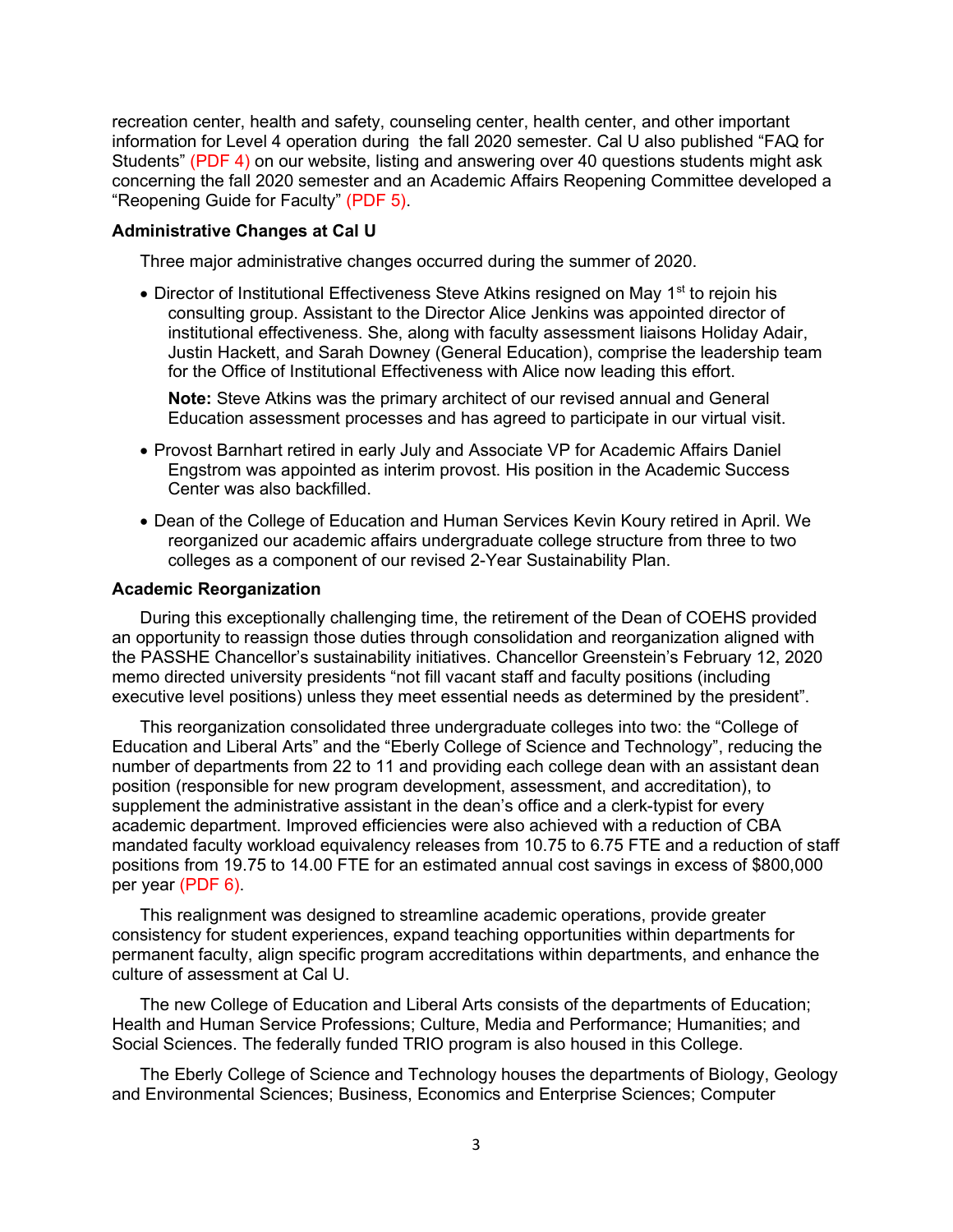recreation center, health and safety, counseling center, health center, and other important information for Level 4 operation during the fall 2020 semester. Cal U also published "FAQ for Students" (PDF 4) on our website, listing and answering over 40 questions students might ask concerning the fall 2020 semester and an Academic Affairs Reopening Committee developed a "Reopening Guide for Faculty" (PDF 5).

**Administrative Changes at Cal U**

Three major administrative changes occurred during the summer of 2020.

- Director of Institutional Effectiveness Steve Atkins resigned on May 1st to rejoin his consulting group. Assistant to the Director Alice Jenkins was appointed director of institutional effectiveness. She, along with faculty assessment liaisons Holiday Adair, Justin Hackett, and Sarah Downey (General Education), comprise the leadership team for the Office of Institutional Effectiveness with Alice now leading this effort.

  **Note:** Steve Atkins was the primary architect of our revised annual and General Education assessment processes and has agreed to participate in our virtual visit.

- Provost Barnhart retired in early July and Associate VP for Academic Affairs Daniel Engstrom was appointed as interim provost. His position in the Academic Success Center was also backfilled.

- Dean of the College of Education and Human Services Kevin Koury retired in April. We reorganized our academic affairs undergraduate college structure from three to two colleges as a component of our revised 2-Year Sustainability Plan.

**Academic Reorganization**

During this exceptionally challenging time, the retirement of the Dean of COEHS provided an opportunity to reassign those duties through consolidation and reorganization aligned with the PASSHE Chancellor's sustainability initiatives. Chancellor Greenstein's February 12, 2020 memo directed university presidents "not fill vacant staff and faculty positions (including executive level positions) unless they meet essential needs as determined by the president".

This reorganization consolidated three undergraduate colleges into two: the "College of Education and Liberal Arts" and the "Eberly College of Science and Technology", reducing the number of departments from 22 to 11 and providing each college dean with an assistant dean position (responsible for new program development, assessment, and accreditation), to supplement the administrative assistant in the dean's office and a clerk-typist for every academic department. Improved efficiencies were also achieved with a reduction of CBA mandated faculty workload equivalency releases from 10.75 to 6.75 FTE and a reduction of staff positions from 19.75 to 14.00 FTE for an estimated annual cost savings in excess of $800,000 per year (PDF 6).

This realignment was designed to streamline academic operations, provide greater consistency for student experiences, expand teaching opportunities within departments for permanent faculty, align specific program accreditations within departments, and enhance the culture of assessment at Cal U.

The new College of Education and Liberal Arts consists of the departments of Education; Health and Human Service Professions; Culture, Media and Performance; Humanities; and Social Sciences. The federally funded TRIO program is also housed in this College.

The Eberly College of Science and Technology houses the departments of Biology, Geology and Environmental Sciences; Business, Economics and Enterprise Sciences; Computer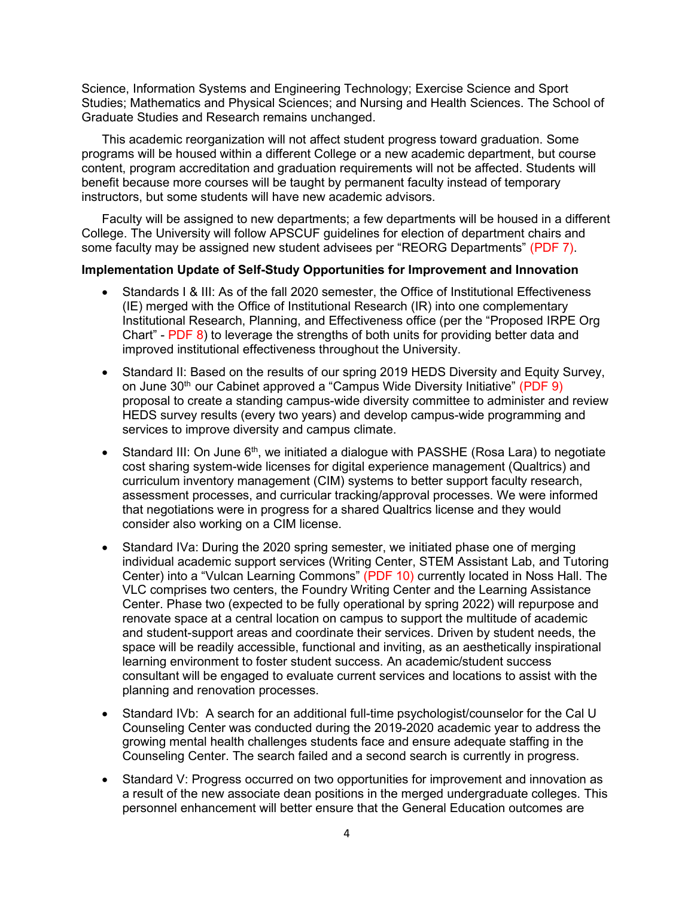Science, Information Systems and Engineering Technology; Exercise Science and Sport Studies; Mathematics and Physical Sciences; and Nursing and Health Sciences. The School of Graduate Studies and Research remains unchanged.

This academic reorganization will not affect student progress toward graduation. Some programs will be housed within a different College or a new academic department, but course content, program accreditation and graduation requirements will not be affected. Students will benefit because more courses will be taught by permanent faculty instead of temporary instructors, but some students will have new academic advisors.

Faculty will be assigned to new departments; a few departments will be housed in a different College. The University will follow APSCUF guidelines for election of department chairs and some faculty may be assigned new student advisees per "REORG Departments" (PDF 7).

**Implementation Update of Self-Study Opportunities for Improvement and Innovation**

- Standards I & III: As of the fall 2020 semester, the Office of Institutional Effectiveness (IE) merged with the Office of Institutional Research (IR) into one complementary Institutional Research, Planning, and Effectiveness office (per the "Proposed IRPE Org Chart" - PDF 8) to leverage the strengths of both units for providing better data and improved institutional effectiveness throughout the University.
- Standard II: Based on the results of our spring 2019 HEDS Diversity and Equity Survey, on June 30th our Cabinet approved a "Campus Wide Diversity Initiative" (PDF 9) proposal to create a standing campus-wide diversity committee to administer and review HEDS survey results (every two years) and develop campus-wide programming and services to improve diversity and campus climate.
- Standard III: On June 6th, we initiated a dialogue with PASSHE (Rosa Lara) to negotiate cost sharing system-wide licenses for digital experience management (Qualtrics) and curriculum inventory management (CIM) systems to better support faculty research, assessment processes, and curricular tracking/approval processes. We were informed that negotiations were in progress for a shared Qualtrics license and they would consider also working on a CIM license.
- Standard IVa: During the 2020 spring semester, we initiated phase one of merging individual academic support services (Writing Center, STEM Assistant Lab, and Tutoring Center) into a "Vulcan Learning Commons" (PDF 10) currently located in Noss Hall. The VLC comprises two centers, the Foundry Writing Center and the Learning Assistance Center. Phase two (expected to be fully operational by spring 2022) will repurpose and renovate space at a central location on campus to support the multitude of academic and student-support areas and coordinate their services. Driven by student needs, the space will be readily accessible, functional and inviting, as an aesthetically inspirational learning environment to foster student success. An academic/student success consultant will be engaged to evaluate current services and locations to assist with the planning and renovation processes.
- Standard IVb: A search for an additional full-time psychologist/counselor for the Cal U Counseling Center was conducted during the 2019-2020 academic year to address the growing mental health challenges students face and ensure adequate staffing in the Counseling Center. The search failed and a second search is currently in progress.
- Standard V: Progress occurred on two opportunities for improvement and innovation as a result of the new associate dean positions in the merged undergraduate colleges. This personnel enhancement will better ensure that the General Education outcomes are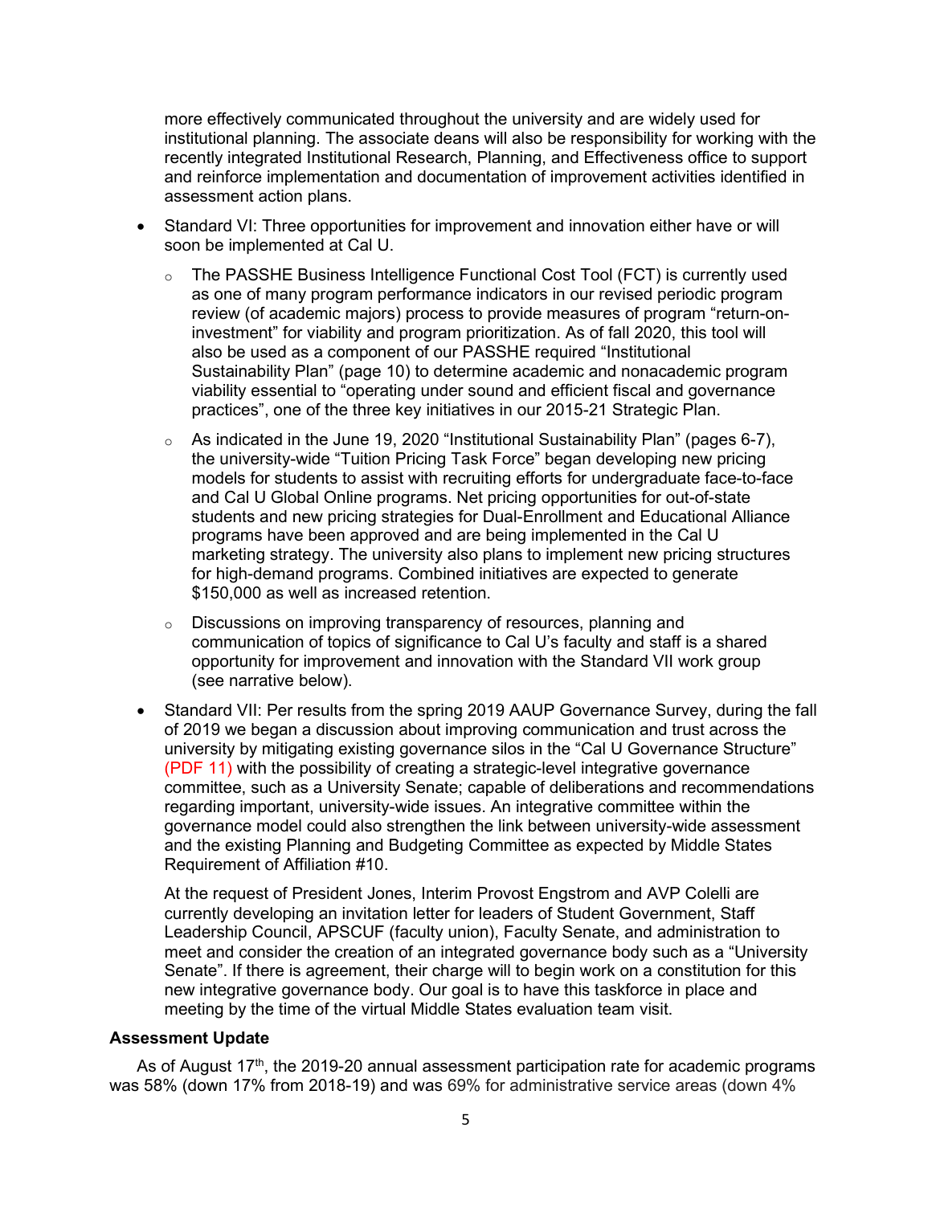more effectively communicated throughout the university and are widely used for institutional planning. The associate deans will also be responsibility for working with the recently integrated Institutional Research, Planning, and Effectiveness office to support and reinforce implementation and documentation of improvement activities identified in assessment action plans.

- Standard VI: Three opportunities for improvement and innovation either have or will soon be implemented at Cal U.
  - The PASSHE Business Intelligence Functional Cost Tool (FCT) is currently used as one of many program performance indicators in our revised periodic program review (of academic majors) process to provide measures of program "return-on-investment" for viability and program prioritization. As of fall 2020, this tool will also be used as a component of our PASSHE required "Institutional Sustainability Plan" (page 10) to determine academic and nonacademic program viability essential to "operating under sound and efficient fiscal and governance practices", one of the three key initiatives in our 2015-21 Strategic Plan.
  - As indicated in the June 19, 2020 "Institutional Sustainability Plan" (pages 6-7), the university-wide "Tuition Pricing Task Force" began developing new pricing models for students to assist with recruiting efforts for undergraduate face-to-face and Cal U Global Online programs. Net pricing opportunities for out-of-state students and new pricing strategies for Dual-Enrollment and Educational Alliance programs have been approved and are being implemented in the Cal U marketing strategy. The university also plans to implement new pricing structures for high-demand programs. Combined initiatives are expected to generate $150,000 as well as increased retention.
  - Discussions on improving transparency of resources, planning and communication of topics of significance to Cal U's faculty and staff is a shared opportunity for improvement and innovation with the Standard VII work group (see narrative below).
- Standard VII: Per results from the spring 2019 AAUP Governance Survey, during the fall of 2019 we began a discussion about improving communication and trust across the university by mitigating existing governance silos in the "Cal U Governance Structure" (PDF 11) with the possibility of creating a strategic-level integrative governance committee, such as a University Senate; capable of deliberations and recommendations regarding important, university-wide issues. An integrative committee within the governance model could also strengthen the link between university-wide assessment and the existing Planning and Budgeting Committee as expected by Middle States Requirement of Affiliation #10.

  At the request of President Jones, Interim Provost Engstrom and AVP Colelli are currently developing an invitation letter for leaders of Student Government, Staff Leadership Council, APSCUF (faculty union), Faculty Senate, and administration to meet and consider the creation of an integrated governance body such as a "University Senate". If there is agreement, their charge will to begin work on a constitution for this new integrative governance body. Our goal is to have this taskforce in place and meeting by the time of the virtual Middle States evaluation team visit.

**Assessment Update**

As of August 17th, the 2019-20 annual assessment participation rate for academic programs was 58% (down 17% from 2018-19) and was 69% for administrative service areas (down 4%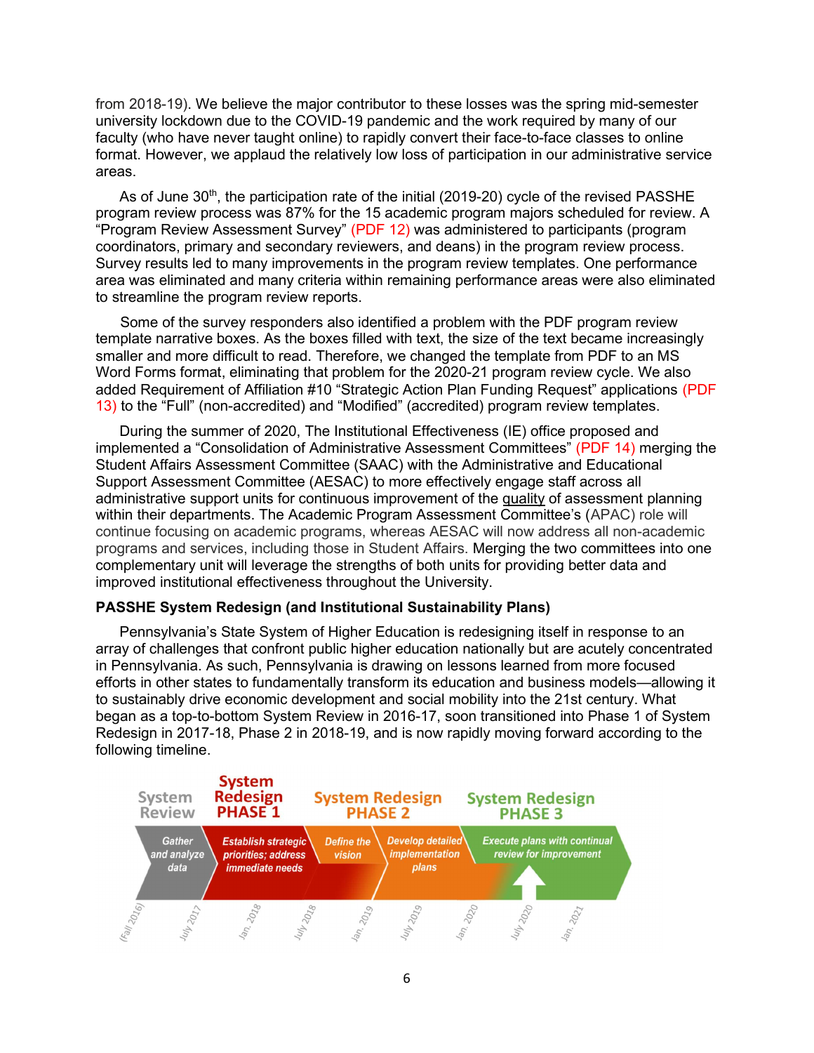from 2018-19). We believe the major contributor to these losses was the spring mid-semester university lockdown due to the COVID-19 pandemic and the work required by many of our faculty (who have never taught online) to rapidly convert their face-to-face classes to online format. However, we applaud the relatively low loss of participation in our administrative service areas.

As of June 30th, the participation rate of the initial (2019-20) cycle of the revised PASSHE program review process was 87% for the 15 academic program majors scheduled for review. A "Program Review Assessment Survey" (PDF 12) was administered to participants (program coordinators, primary and secondary reviewers, and deans) in the program review process. Survey results led to many improvements in the program review templates. One performance area was eliminated and many criteria within remaining performance areas were also eliminated to streamline the program review reports.

Some of the survey responders also identified a problem with the PDF program review template narrative boxes. As the boxes filled with text, the size of the text became increasingly smaller and more difficult to read. Therefore, we changed the template from PDF to an MS Word Forms format, eliminating that problem for the 2020-21 program review cycle. We also added Requirement of Affiliation #10 "Strategic Action Plan Funding Request" applications (PDF 13) to the "Full" (non-accredited) and "Modified" (accredited) program review templates.

During the summer of 2020, The Institutional Effectiveness (IE) office proposed and implemented a "Consolidation of Administrative Assessment Committees" (PDF 14) merging the Student Affairs Assessment Committee (SAAC) with the Administrative and Educational Support Assessment Committee (AESAC) to more effectively engage staff across all administrative support units for continuous improvement of the quality of assessment planning within their departments. The Academic Program Assessment Committee's (APAC) role will continue focusing on academic programs, whereas AESAC will now address all non-academic programs and services, including those in Student Affairs. Merging the two committees into one complementary unit will leverage the strengths of both units for providing better data and improved institutional effectiveness throughout the University.

**PASSHE System Redesign (and Institutional Sustainability Plans)**

Pennsylvania's State System of Higher Education is redesigning itself in response to an array of challenges that confront public higher education nationally but are acutely concentrated in Pennsylvania. As such, Pennsylvania is drawing on lessons learned from more focused efforts in other states to fundamentally transform its education and business models—allowing it to sustainably drive economic development and social mobility into the 21st century. What began as a top-to-bottom System Review in 2016-17, soon transitioned into Phase 1 of System Redesign in 2017-18, Phase 2 in 2018-19, and is now rapidly moving forward according to the following timeline.

| System Review | System Redesign PHASE 1 | System Redesign PHASE 2 | | System Redesign PHASE 3 |
|---|---|---|---|---|
| Gather and analyze data | Establish strategic priorities; address immediate needs | Define the vision | Develop detailed implementation plans | Execute plans with continual review for improvement |

(Fall 2016) · July 2017 · Jan. 2018 · July 2018 · Jan. 2019 · July 2019 · Jan. 2020 · July 2020 · Jan. 2021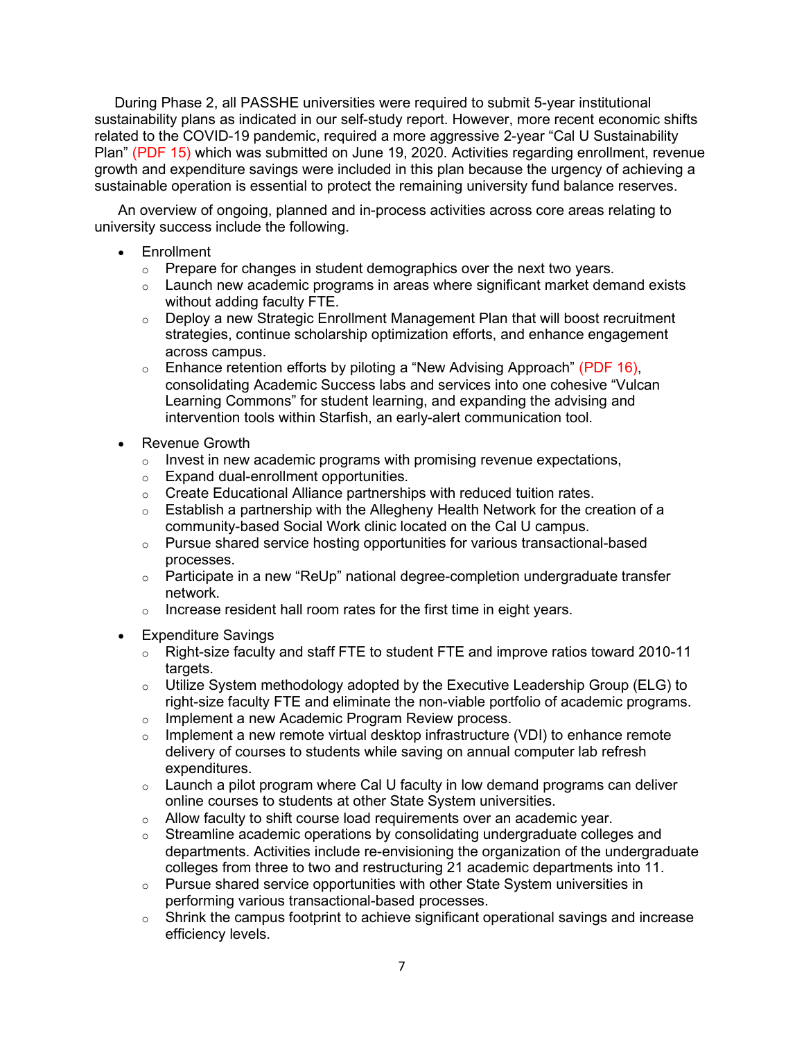During Phase 2, all PASSHE universities were required to submit 5-year institutional sustainability plans as indicated in our self-study report. However, more recent economic shifts related to the COVID-19 pandemic, required a more aggressive 2-year "Cal U Sustainability Plan" (PDF 15) which was submitted on June 19, 2020. Activities regarding enrollment, revenue growth and expenditure savings were included in this plan because the urgency of achieving a sustainable operation is essential to protect the remaining university fund balance reserves.

An overview of ongoing, planned and in-process activities across core areas relating to university success include the following.

- Enrollment
  - Prepare for changes in student demographics over the next two years.
  - Launch new academic programs in areas where significant market demand exists without adding faculty FTE.
  - Deploy a new Strategic Enrollment Management Plan that will boost recruitment strategies, continue scholarship optimization efforts, and enhance engagement across campus.
  - Enhance retention efforts by piloting a "New Advising Approach" (PDF 16), consolidating Academic Success labs and services into one cohesive "Vulcan Learning Commons" for student learning, and expanding the advising and intervention tools within Starfish, an early-alert communication tool.
- Revenue Growth
  - Invest in new academic programs with promising revenue expectations,
  - Expand dual-enrollment opportunities.
  - Create Educational Alliance partnerships with reduced tuition rates.
  - Establish a partnership with the Allegheny Health Network for the creation of a community-based Social Work clinic located on the Cal U campus.
  - Pursue shared service hosting opportunities for various transactional-based processes.
  - Participate in a new "ReUp" national degree-completion undergraduate transfer network.
  - Increase resident hall room rates for the first time in eight years.
- Expenditure Savings
  - Right-size faculty and staff FTE to student FTE and improve ratios toward 2010-11 targets.
  - Utilize System methodology adopted by the Executive Leadership Group (ELG) to right-size faculty FTE and eliminate the non-viable portfolio of academic programs.
  - Implement a new Academic Program Review process.
  - Implement a new remote virtual desktop infrastructure (VDI) to enhance remote delivery of courses to students while saving on annual computer lab refresh expenditures.
  - Launch a pilot program where Cal U faculty in low demand programs can deliver online courses to students at other State System universities.
  - Allow faculty to shift course load requirements over an academic year.
  - Streamline academic operations by consolidating undergraduate colleges and departments. Activities include re-envisioning the organization of the undergraduate colleges from three to two and restructuring 21 academic departments into 11.
  - Pursue shared service opportunities with other State System universities in performing various transactional-based processes.
  - Shrink the campus footprint to achieve significant operational savings and increase efficiency levels.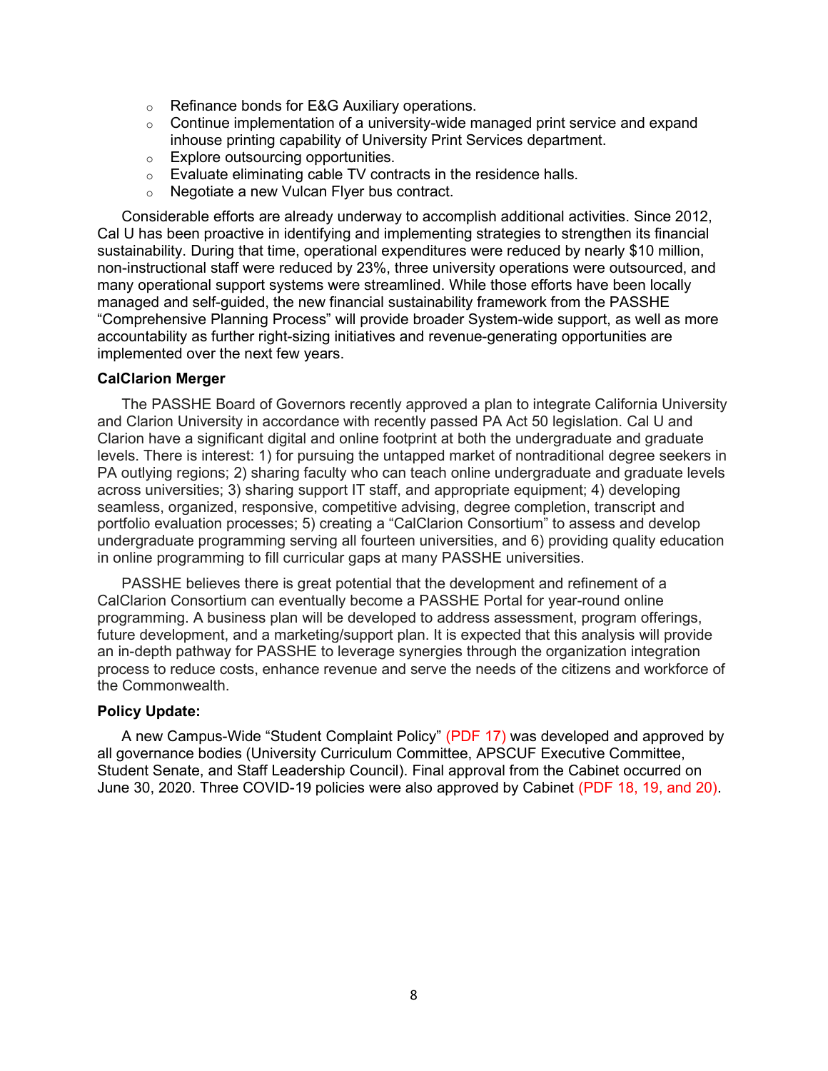- Refinance bonds for E&G Auxiliary operations.
- Continue implementation of a university-wide managed print service and expand inhouse printing capability of University Print Services department.
- Explore outsourcing opportunities.
- Evaluate eliminating cable TV contracts in the residence halls.
- Negotiate a new Vulcan Flyer bus contract.

Considerable efforts are already underway to accomplish additional activities. Since 2012, Cal U has been proactive in identifying and implementing strategies to strengthen its financial sustainability. During that time, operational expenditures were reduced by nearly $10 million, non-instructional staff were reduced by 23%, three university operations were outsourced, and many operational support systems were streamlined. While those efforts have been locally managed and self-guided, the new financial sustainability framework from the PASSHE "Comprehensive Planning Process" will provide broader System-wide support, as well as more accountability as further right-sizing initiatives and revenue-generating opportunities are implemented over the next few years.

**CalClarion Merger**

The PASSHE Board of Governors recently approved a plan to integrate California University and Clarion University in accordance with recently passed PA Act 50 legislation. Cal U and Clarion have a significant digital and online footprint at both the undergraduate and graduate levels. There is interest: 1) for pursuing the untapped market of nontraditional degree seekers in PA outlying regions; 2) sharing faculty who can teach online undergraduate and graduate levels across universities; 3) sharing support IT staff, and appropriate equipment; 4) developing seamless, organized, responsive, competitive advising, degree completion, transcript and portfolio evaluation processes; 5) creating a "CalClarion Consortium" to assess and develop undergraduate programming serving all fourteen universities, and 6) providing quality education in online programming to fill curricular gaps at many PASSHE universities.

PASSHE believes there is great potential that the development and refinement of a CalClarion Consortium can eventually become a PASSHE Portal for year-round online programming. A business plan will be developed to address assessment, program offerings, future development, and a marketing/support plan. It is expected that this analysis will provide an in-depth pathway for PASSHE to leverage synergies through the organization integration process to reduce costs, enhance revenue and serve the needs of the citizens and workforce of the Commonwealth.

**Policy Update:**

A new Campus-Wide "Student Complaint Policy" (PDF 17) was developed and approved by all governance bodies (University Curriculum Committee, APSCUF Executive Committee, Student Senate, and Staff Leadership Council). Final approval from the Cabinet occurred on June 30, 2020. Three COVID-19 policies were also approved by Cabinet (PDF 18, 19, and 20).